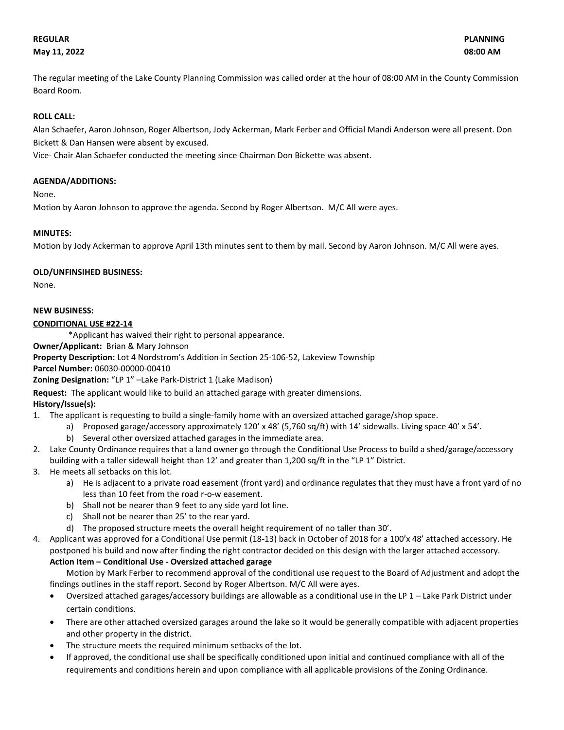**REGULAR** **PLANNING**
**May 11, 2022** **08:00 AM**

The regular meeting of the Lake County Planning Commission was called order at the hour of 08:00 AM in the County Commission Board Room.

**ROLL CALL:**

Alan Schaefer, Aaron Johnson, Roger Albertson, Jody Ackerman, Mark Ferber and Official Mandi Anderson were all present. Don Bickett & Dan Hansen were absent by excused.

Vice- Chair Alan Schaefer conducted the meeting since Chairman Don Bickette was absent.

**AGENDA/ADDITIONS:**

None.

Motion by Aaron Johnson to approve the agenda. Second by Roger Albertson. M/C All were ayes.

**MINUTES:**

Motion by Jody Ackerman to approve April 13th minutes sent to them by mail. Second by Aaron Johnson. M/C All were ayes.

**OLD/UNFINSIHED BUSINESS:**

None.

**NEW BUSINESS:**

**CONDITIONAL USE #22-14**

*Applicant has waived their right to personal appearance.

**Owner/Applicant:** Brian & Mary Johnson

**Property Description:** Lot 4 Nordstrom's Addition in Section 25-106-52, Lakeview Township

**Parcel Number:** 06030-00000-00410

**Zoning Designation:** "LP 1" –Lake Park-District 1 (Lake Madison)

**Request:** The applicant would like to build an attached garage with greater dimensions.

**History/Issue(s):**

1. The applicant is requesting to build a single-family home with an oversized attached garage/shop space.
   a) Proposed garage/accessory approximately 120' x 48' (5,760 sq/ft) with 14' sidewalls. Living space 40' x 54'.
   b) Several other oversized attached garages in the immediate area.
2. Lake County Ordinance requires that a land owner go through the Conditional Use Process to build a shed/garage/accessory building with a taller sidewall height than 12' and greater than 1,200 sq/ft in the "LP 1" District.
3. He meets all setbacks on this lot.
   a) He is adjacent to a private road easement (front yard) and ordinance regulates that they must have a front yard of no less than 10 feet from the road r-o-w easement.
   b) Shall not be nearer than 9 feet to any side yard lot line.
   c) Shall not be nearer than 25' to the rear yard.
   d) The proposed structure meets the overall height requirement of no taller than 30'.
4. Applicant was approved for a Conditional Use permit (18-13) back in October of 2018 for a 100'x 48' attached accessory. He postponed his build and now after finding the right contractor decided on this design with the larger attached accessory.

**Action Item – Conditional Use - Oversized attached garage**

Motion by Mark Ferber to recommend approval of the conditional use request to the Board of Adjustment and adopt the findings outlines in the staff report. Second by Roger Albertson. M/C All were ayes.

- Oversized attached garages/accessory buildings are allowable as a conditional use in the LP 1 – Lake Park District under certain conditions.
- There are other attached oversized garages around the lake so it would be generally compatible with adjacent properties and other property in the district.
- The structure meets the required minimum setbacks of the lot.
- If approved, the conditional use shall be specifically conditioned upon initial and continued compliance with all of the requirements and conditions herein and upon compliance with all applicable provisions of the Zoning Ordinance.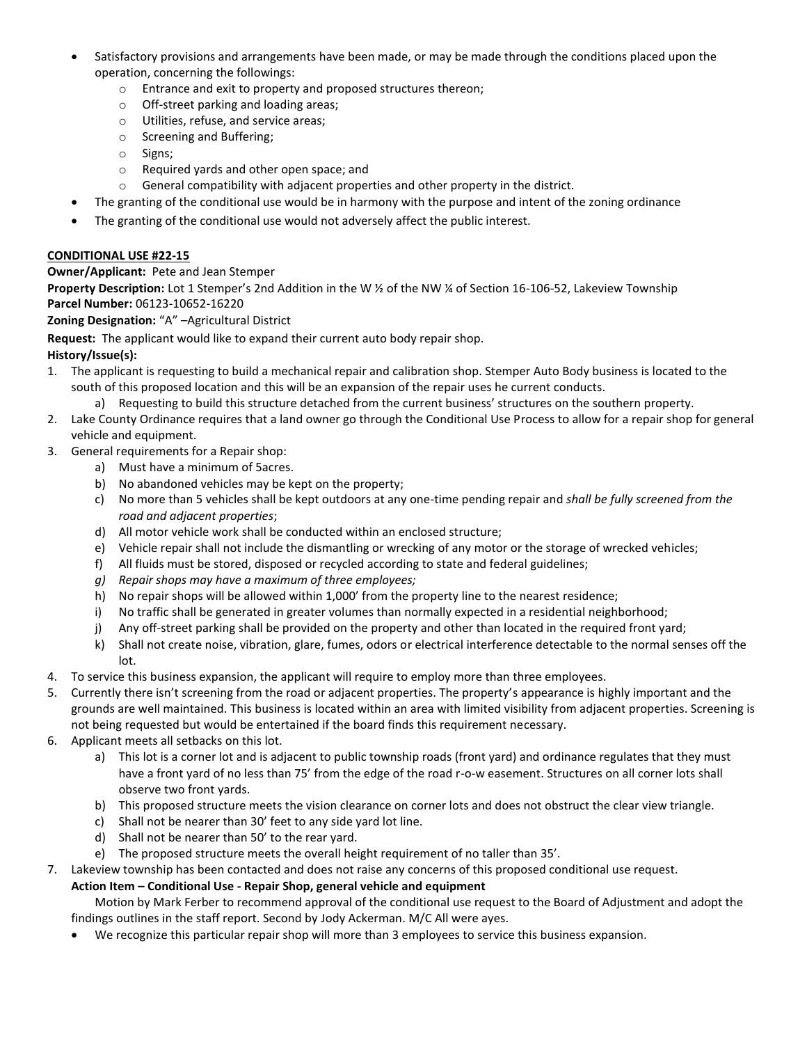- Satisfactory provisions and arrangements have been made, or may be made through the conditions placed upon the operation, concerning the followings:
  - Entrance and exit to property and proposed structures thereon;
  - Off-street parking and loading areas;
  - Utilities, refuse, and service areas;
  - Screening and Buffering;
  - Signs;
  - Required yards and other open space; and
  - General compatibility with adjacent properties and other property in the district.
- The granting of the conditional use would be in harmony with the purpose and intent of the zoning ordinance
- The granting of the conditional use would not adversely affect the public interest.

**CONDITIONAL USE #22-15**

**Owner/Applicant:** Pete and Jean Stemper

**Property Description:** Lot 1 Stemper's 2nd Addition in the W ½ of the NW ¼ of Section 16-106-52, Lakeview Township

**Parcel Number:** 06123-10652-16220

**Zoning Designation:** "A" –Agricultural District

**Request:** The applicant would like to expand their current auto body repair shop.

**History/Issue(s):**

1. The applicant is requesting to build a mechanical repair and calibration shop. Stemper Auto Body business is located to the south of this proposed location and this will be an expansion of the repair uses he current conducts.
   a) Requesting to build this structure detached from the current business' structures on the southern property.
2. Lake County Ordinance requires that a land owner go through the Conditional Use Process to allow for a repair shop for general vehicle and equipment.
3. General requirements for a Repair shop:
   a) Must have a minimum of 5acres.
   b) No abandoned vehicles may be kept on the property;
   c) No more than 5 vehicles shall be kept outdoors at any one-time pending repair and *shall be fully screened from the road and adjacent properties*;
   d) All motor vehicle work shall be conducted within an enclosed structure;
   e) Vehicle repair shall not include the dismantling or wrecking of any motor or the storage of wrecked vehicles;
   f) All fluids must be stored, disposed or recycled according to state and federal guidelines;
   g) *Repair shops may have a maximum of three employees;*
   h) No repair shops will be allowed within 1,000' from the property line to the nearest residence;
   i) No traffic shall be generated in greater volumes than normally expected in a residential neighborhood;
   j) Any off-street parking shall be provided on the property and other than located in the required front yard;
   k) Shall not create noise, vibration, glare, fumes, odors or electrical interference detectable to the normal senses off the lot.
4. To service this business expansion, the applicant will require to employ more than three employees.
5. Currently there isn't screening from the road or adjacent properties. The property's appearance is highly important and the grounds are well maintained. This business is located within an area with limited visibility from adjacent properties. Screening is not being requested but would be entertained if the board finds this requirement necessary.
6. Applicant meets all setbacks on this lot.
   a) This lot is a corner lot and is adjacent to public township roads (front yard) and ordinance regulates that they must have a front yard of no less than 75' from the edge of the road r-o-w easement. Structures on all corner lots shall observe two front yards.
   b) This proposed structure meets the vision clearance on corner lots and does not obstruct the clear view triangle.
   c) Shall not be nearer than 30' feet to any side yard lot line.
   d) Shall not be nearer than 50' to the rear yard.
   e) The proposed structure meets the overall height requirement of no taller than 35'.
7. Lakeview township has been contacted and does not raise any concerns of this proposed conditional use request.

**Action Item – Conditional Use - Repair Shop, general vehicle and equipment**

Motion by Mark Ferber to recommend approval of the conditional use request to the Board of Adjustment and adopt the findings outlines in the staff report. Second by Jody Ackerman. M/C All were ayes.

- We recognize this particular repair shop will more than 3 employees to service this business expansion.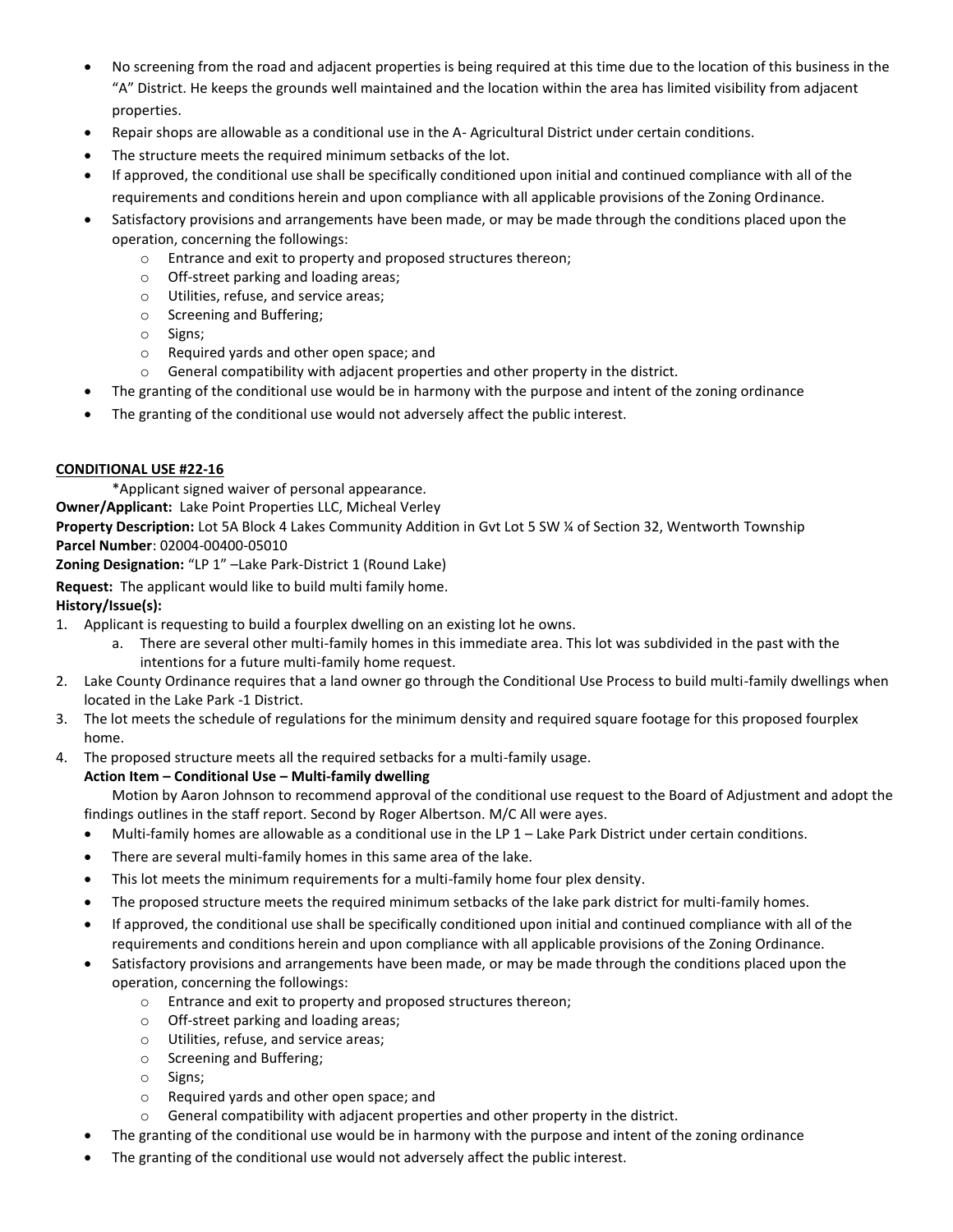- No screening from the road and adjacent properties is being required at this time due to the location of this business in the "A" District. He keeps the grounds well maintained and the location within the area has limited visibility from adjacent properties.
- Repair shops are allowable as a conditional use in the A- Agricultural District under certain conditions.
- The structure meets the required minimum setbacks of the lot.
- If approved, the conditional use shall be specifically conditioned upon initial and continued compliance with all of the requirements and conditions herein and upon compliance with all applicable provisions of the Zoning Ordinance.
- Satisfactory provisions and arrangements have been made, or may be made through the conditions placed upon the operation, concerning the followings:
  - Entrance and exit to property and proposed structures thereon;
  - Off-street parking and loading areas;
  - Utilities, refuse, and service areas;
  - Screening and Buffering;
  - Signs;
  - Required yards and other open space; and
  - General compatibility with adjacent properties and other property in the district.
- The granting of the conditional use would be in harmony with the purpose and intent of the zoning ordinance
- The granting of the conditional use would not adversely affect the public interest.

**CONDITIONAL USE #22-16**

*Applicant signed waiver of personal appearance.

**Owner/Applicant:** Lake Point Properties LLC, Micheal Verley

**Property Description:** Lot 5A Block 4 Lakes Community Addition in Gvt Lot 5 SW ¼ of Section 32, Wentworth Township

**Parcel Number**: 02004-00400-05010

**Zoning Designation:** "LP 1" –Lake Park-District 1 (Round Lake)

**Request:** The applicant would like to build multi family home.

**History/Issue(s):**

1. Applicant is requesting to build a fourplex dwelling on an existing lot he owns.
   a. There are several other multi-family homes in this immediate area. This lot was subdivided in the past with the intentions for a future multi-family home request.
2. Lake County Ordinance requires that a land owner go through the Conditional Use Process to build multi-family dwellings when located in the Lake Park -1 District.
3. The lot meets the schedule of regulations for the minimum density and required square footage for this proposed fourplex home.
4. The proposed structure meets all the required setbacks for a multi-family usage.

**Action Item – Conditional Use – Multi-family dwelling**

Motion by Aaron Johnson to recommend approval of the conditional use request to the Board of Adjustment and adopt the findings outlines in the staff report. Second by Roger Albertson. M/C All were ayes.

- Multi-family homes are allowable as a conditional use in the LP 1 – Lake Park District under certain conditions.
- There are several multi-family homes in this same area of the lake.
- This lot meets the minimum requirements for a multi-family home four plex density.
- The proposed structure meets the required minimum setbacks of the lake park district for multi-family homes.
- If approved, the conditional use shall be specifically conditioned upon initial and continued compliance with all of the requirements and conditions herein and upon compliance with all applicable provisions of the Zoning Ordinance.
- Satisfactory provisions and arrangements have been made, or may be made through the conditions placed upon the operation, concerning the followings:
  - Entrance and exit to property and proposed structures thereon;
  - Off-street parking and loading areas;
  - Utilities, refuse, and service areas;
  - Screening and Buffering;
  - Signs;
  - Required yards and other open space; and
  - General compatibility with adjacent properties and other property in the district.
- The granting of the conditional use would be in harmony with the purpose and intent of the zoning ordinance
- The granting of the conditional use would not adversely affect the public interest.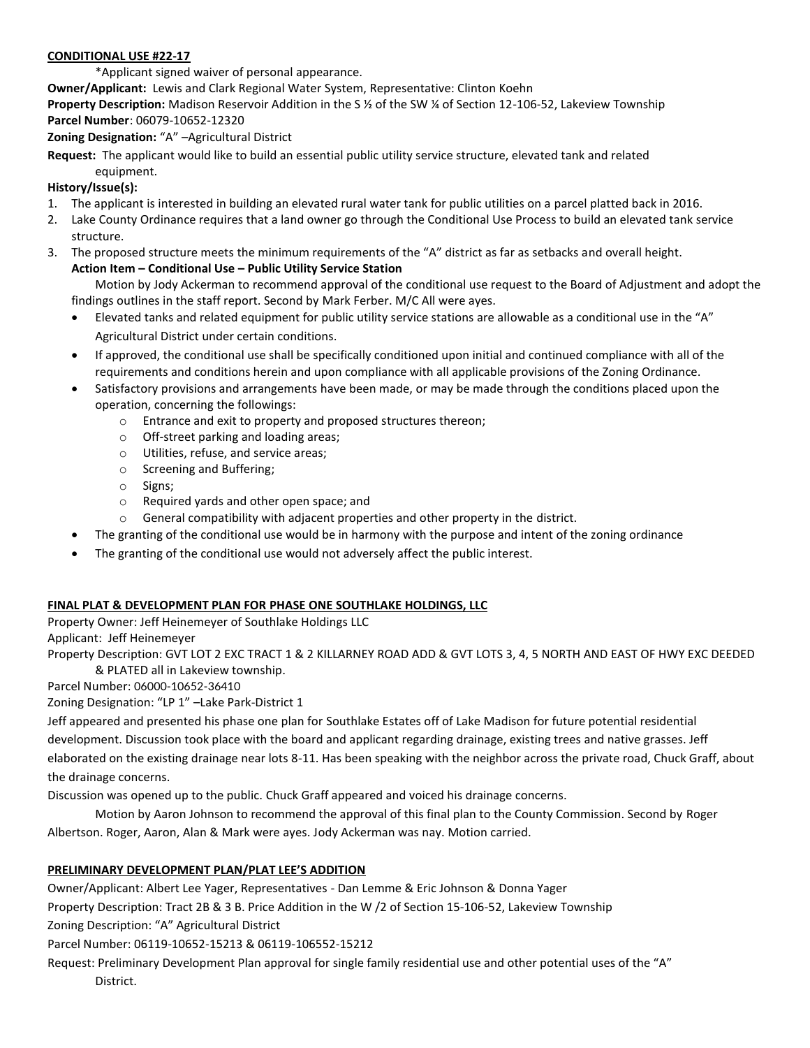**CONDITIONAL USE #22-17**

*Applicant signed waiver of personal appearance.

**Owner/Applicant:** Lewis and Clark Regional Water System, Representative: Clinton Koehn

**Property Description:** Madison Reservoir Addition in the S ½ of the SW ¼ of Section 12-106-52, Lakeview Township

**Parcel Number**: 06079-10652-12320

**Zoning Designation:** "A" –Agricultural District

**Request:** The applicant would like to build an essential public utility service structure, elevated tank and related equipment.

**History/Issue(s):**

1. The applicant is interested in building an elevated rural water tank for public utilities on a parcel platted back in 2016.
2. Lake County Ordinance requires that a land owner go through the Conditional Use Process to build an elevated tank service structure.
3. The proposed structure meets the minimum requirements of the "A" district as far as setbacks and overall height.

**Action Item – Conditional Use – Public Utility Service Station**

Motion by Jody Ackerman to recommend approval of the conditional use request to the Board of Adjustment and adopt the findings outlines in the staff report. Second by Mark Ferber. M/C All were ayes.

- Elevated tanks and related equipment for public utility service stations are allowable as a conditional use in the "A" Agricultural District under certain conditions.
- If approved, the conditional use shall be specifically conditioned upon initial and continued compliance with all of the requirements and conditions herein and upon compliance with all applicable provisions of the Zoning Ordinance.
- Satisfactory provisions and arrangements have been made, or may be made through the conditions placed upon the operation, concerning the followings:
  - Entrance and exit to property and proposed structures thereon;
  - Off-street parking and loading areas;
  - Utilities, refuse, and service areas;
  - Screening and Buffering;
  - Signs;
  - Required yards and other open space; and
  - General compatibility with adjacent properties and other property in the district.
- The granting of the conditional use would be in harmony with the purpose and intent of the zoning ordinance
- The granting of the conditional use would not adversely affect the public interest.

**FINAL PLAT & DEVELOPMENT PLAN FOR PHASE ONE SOUTHLAKE HOLDINGS, LLC**

Property Owner: Jeff Heinemeyer of Southlake Holdings LLC

Applicant: Jeff Heinemeyer

Property Description: GVT LOT 2 EXC TRACT 1 & 2 KILLARNEY ROAD ADD & GVT LOTS 3, 4, 5 NORTH AND EAST OF HWY EXC DEEDED & PLATED all in Lakeview township.

Parcel Number: 06000-10652-36410

Zoning Designation: "LP 1" –Lake Park-District 1

Jeff appeared and presented his phase one plan for Southlake Estates off of Lake Madison for future potential residential development. Discussion took place with the board and applicant regarding drainage, existing trees and native grasses. Jeff elaborated on the existing drainage near lots 8-11. Has been speaking with the neighbor across the private road, Chuck Graff, about the drainage concerns.

Discussion was opened up to the public. Chuck Graff appeared and voiced his drainage concerns.

Motion by Aaron Johnson to recommend the approval of this final plan to the County Commission. Second by Roger Albertson. Roger, Aaron, Alan & Mark were ayes. Jody Ackerman was nay. Motion carried.

**PRELIMINARY DEVELOPMENT PLAN/PLAT LEE'S ADDITION**

Owner/Applicant: Albert Lee Yager, Representatives - Dan Lemme & Eric Johnson & Donna Yager

Property Description: Tract 2B & 3 B. Price Addition in the W /2 of Section 15-106-52, Lakeview Township

Zoning Description: "A" Agricultural District

Parcel Number: 06119-10652-15213 & 06119-106552-15212

Request: Preliminary Development Plan approval for single family residential use and other potential uses of the "A" District.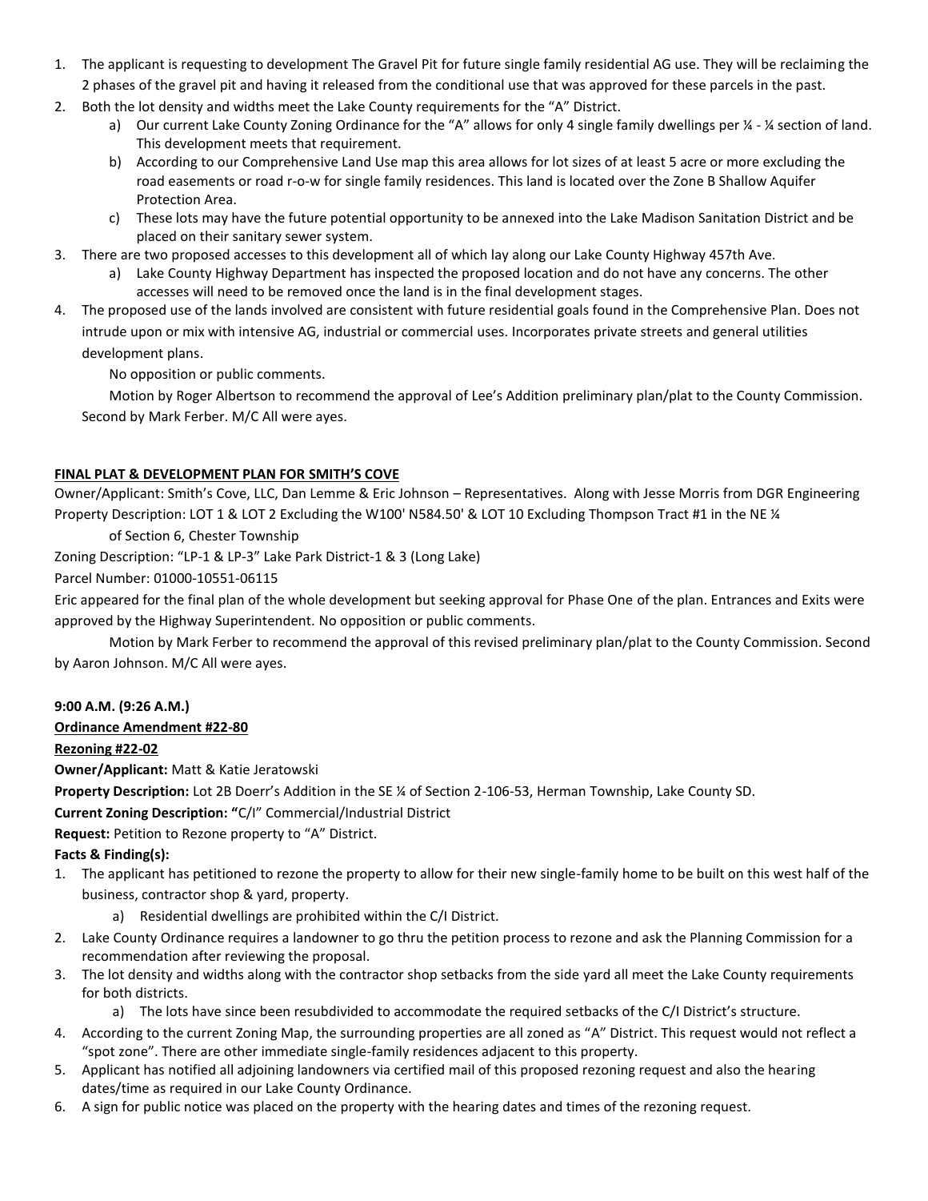1. The applicant is requesting to development The Gravel Pit for future single family residential AG use. They will be reclaiming the 2 phases of the gravel pit and having it released from the conditional use that was approved for these parcels in the past.
2. Both the lot density and widths meet the Lake County requirements for the "A" District.
   a) Our current Lake County Zoning Ordinance for the "A" allows for only 4 single family dwellings per ¼ - ¼ section of land. This development meets that requirement.
   b) According to our Comprehensive Land Use map this area allows for lot sizes of at least 5 acre or more excluding the road easements or road r-o-w for single family residences. This land is located over the Zone B Shallow Aquifer Protection Area.
   c) These lots may have the future potential opportunity to be annexed into the Lake Madison Sanitation District and be placed on their sanitary sewer system.
3. There are two proposed accesses to this development all of which lay along our Lake County Highway 457th Ave.
   a) Lake County Highway Department has inspected the proposed location and do not have any concerns. The other accesses will need to be removed once the land is in the final development stages.
4. The proposed use of the lands involved are consistent with future residential goals found in the Comprehensive Plan. Does not intrude upon or mix with intensive AG, industrial or commercial uses. Incorporates private streets and general utilities development plans.

No opposition or public comments.

Motion by Roger Albertson to recommend the approval of Lee's Addition preliminary plan/plat to the County Commission. Second by Mark Ferber. M/C All were ayes.

**FINAL PLAT & DEVELOPMENT PLAN FOR SMITH'S COVE**

Owner/Applicant: Smith's Cove, LLC, Dan Lemme & Eric Johnson – Representatives. Along with Jesse Morris from DGR Engineering

Property Description: LOT 1 & LOT 2 Excluding the W100' N584.50' & LOT 10 Excluding Thompson Tract #1 in the NE ¼ of Section 6, Chester Township

Zoning Description: "LP-1 & LP-3" Lake Park District-1 & 3 (Long Lake)

Parcel Number: 01000-10551-06115

Eric appeared for the final plan of the whole development but seeking approval for Phase One of the plan. Entrances and Exits were approved by the Highway Superintendent. No opposition or public comments.

Motion by Mark Ferber to recommend the approval of this revised preliminary plan/plat to the County Commission. Second by Aaron Johnson. M/C All were ayes.

**9:00 A.M. (9:26 A.M.)**

**Ordinance Amendment #22-80**

**Rezoning #22-02**

**Owner/Applicant:** Matt & Katie Jeratowski

**Property Description:** Lot 2B Doerr's Addition in the SE ¼ of Section 2-106-53, Herman Township, Lake County SD.

**Current Zoning Description:** "C/I" Commercial/Industrial District

**Request:** Petition to Rezone property to "A" District.

**Facts & Finding(s):**

1. The applicant has petitioned to rezone the property to allow for their new single-family home to be built on this west half of the business, contractor shop & yard, property.
   a) Residential dwellings are prohibited within the C/I District.
2. Lake County Ordinance requires a landowner to go thru the petition process to rezone and ask the Planning Commission for a recommendation after reviewing the proposal.
3. The lot density and widths along with the contractor shop setbacks from the side yard all meet the Lake County requirements for both districts.
   a) The lots have since been resubdivided to accommodate the required setbacks of the C/I District's structure.
4. According to the current Zoning Map, the surrounding properties are all zoned as "A" District. This request would not reflect a "spot zone". There are other immediate single-family residences adjacent to this property.
5. Applicant has notified all adjoining landowners via certified mail of this proposed rezoning request and also the hearing dates/time as required in our Lake County Ordinance.
6. A sign for public notice was placed on the property with the hearing dates and times of the rezoning request.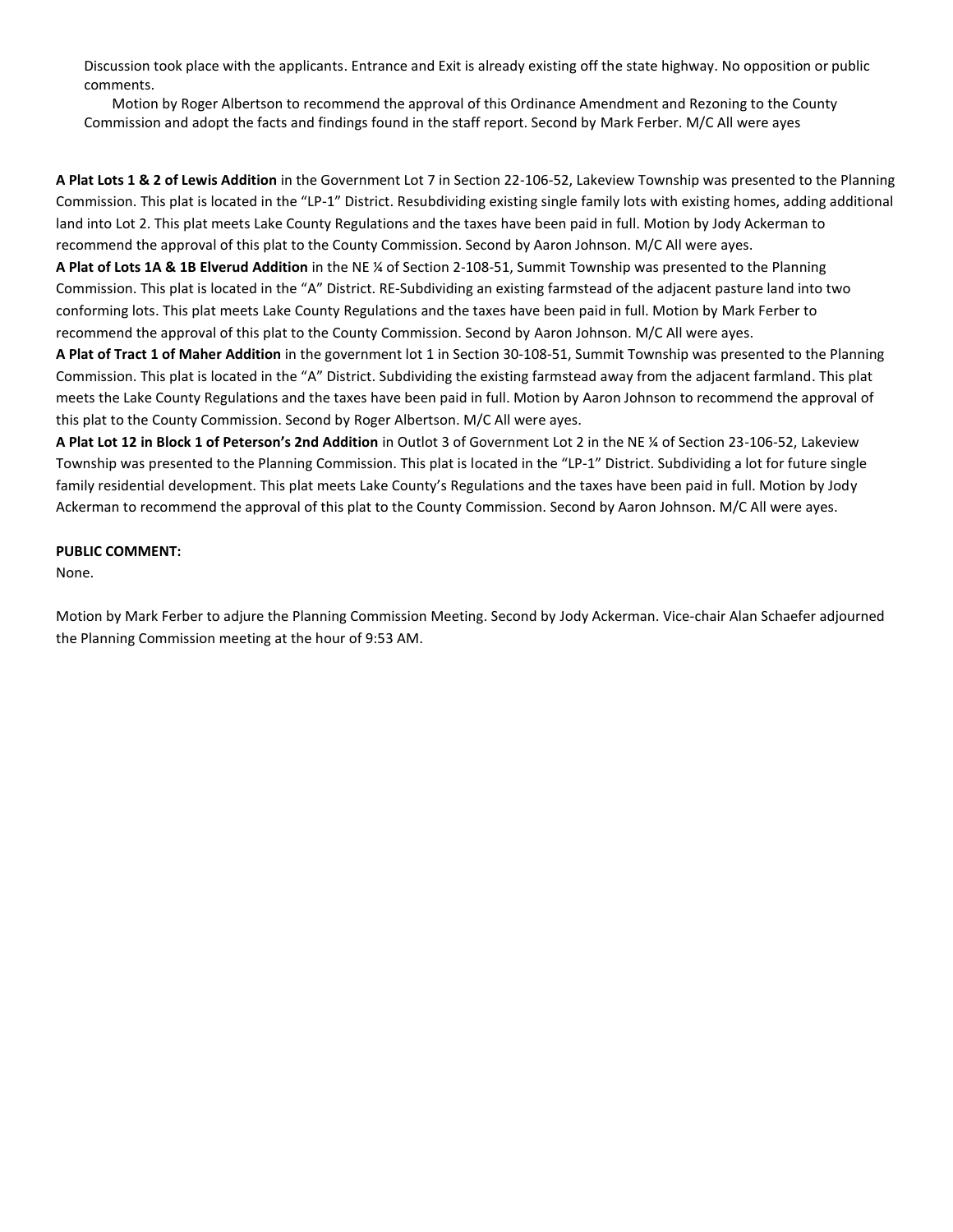Discussion took place with the applicants. Entrance and Exit is already existing off the state highway. No opposition or public comments.

Motion by Roger Albertson to recommend the approval of this Ordinance Amendment and Rezoning to the County Commission and adopt the facts and findings found in the staff report. Second by Mark Ferber. M/C All were ayes

**A Plat Lots 1 & 2 of Lewis Addition** in the Government Lot 7 in Section 22-106-52, Lakeview Township was presented to the Planning Commission. This plat is located in the "LP-1" District. Resubdividing existing single family lots with existing homes, adding additional land into Lot 2. This plat meets Lake County Regulations and the taxes have been paid in full. Motion by Jody Ackerman to recommend the approval of this plat to the County Commission. Second by Aaron Johnson. M/C All were ayes.

**A Plat of Lots 1A & 1B Elverud Addition** in the NE ¼ of Section 2-108-51, Summit Township was presented to the Planning Commission. This plat is located in the "A" District. RE-Subdividing an existing farmstead of the adjacent pasture land into two conforming lots. This plat meets Lake County Regulations and the taxes have been paid in full. Motion by Mark Ferber to recommend the approval of this plat to the County Commission. Second by Aaron Johnson. M/C All were ayes.

**A Plat of Tract 1 of Maher Addition** in the government lot 1 in Section 30-108-51, Summit Township was presented to the Planning Commission. This plat is located in the "A" District. Subdividing the existing farmstead away from the adjacent farmland. This plat meets the Lake County Regulations and the taxes have been paid in full. Motion by Aaron Johnson to recommend the approval of this plat to the County Commission. Second by Roger Albertson. M/C All were ayes.

**A Plat Lot 12 in Block 1 of Peterson's 2nd Addition** in Outlot 3 of Government Lot 2 in the NE ¼ of Section 23-106-52, Lakeview Township was presented to the Planning Commission. This plat is located in the "LP-1" District. Subdividing a lot for future single family residential development. This plat meets Lake County's Regulations and the taxes have been paid in full. Motion by Jody Ackerman to recommend the approval of this plat to the County Commission. Second by Aaron Johnson. M/C All were ayes.

**PUBLIC COMMENT:**

None.

Motion by Mark Ferber to adjure the Planning Commission Meeting. Second by Jody Ackerman. Vice-chair Alan Schaefer adjourned the Planning Commission meeting at the hour of 9:53 AM.